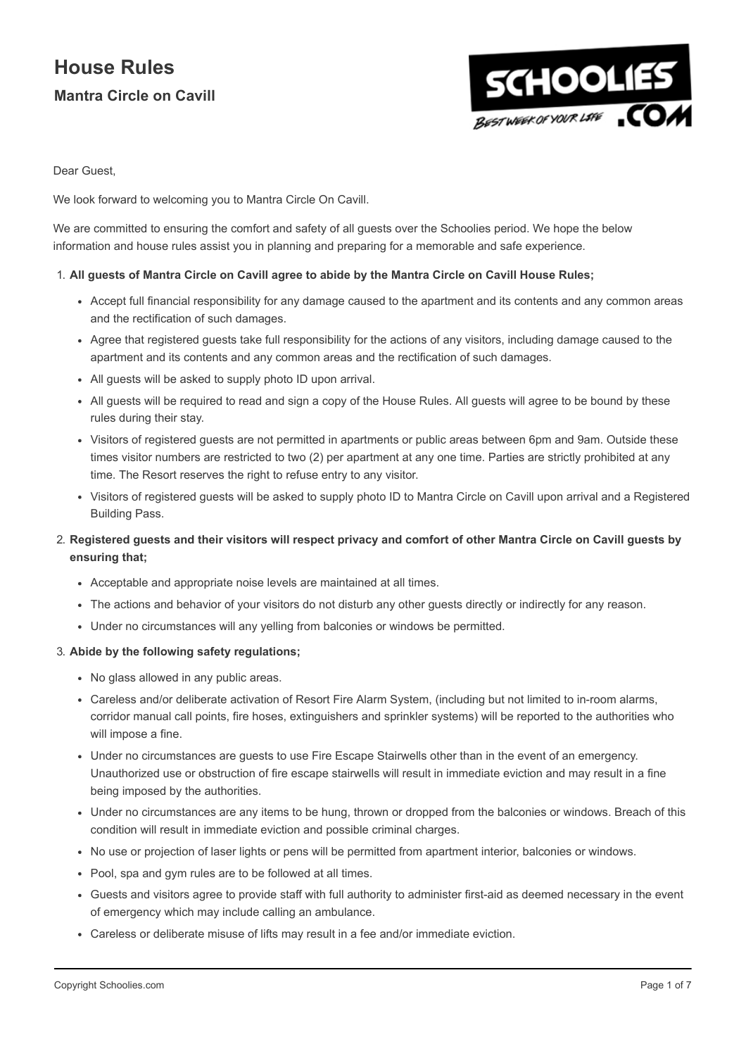# House Rules

## Mantra Circle on Cavill

Dear Guest,

We look forward to welcoming you to Mantra Circle On Cavill.

We are committed to ensuring the comfort and safety of all guests over the Schoolies period. We hope the below information and house rules assist you in planning and preparing for a memorable and safe experience.

1. **All guests of Mantra Circle on Cavill agree to abide by the Mantra Circle on Cavill House Rules;**
   - Accept full financial responsibility for any damage caused to the apartment and its contents and any common areas and the rectification of such damages.
   - Agree that registered guests take full responsibility for the actions of any visitors, including damage caused to the apartment and its contents and any common areas and the rectification of such damages.
   - All guests will be asked to supply photo ID upon arrival.
   - All guests will be required to read and sign a copy of the House Rules. All guests will agree to be bound by these rules during their stay.
   - Visitors of registered guests are not permitted in apartments or public areas between 6pm and 9am. Outside these times visitor numbers are restricted to two (2) per apartment at any one time. Parties are strictly prohibited at any time. The Resort reserves the right to refuse entry to any visitor.
   - Visitors of registered guests will be asked to supply photo ID to Mantra Circle on Cavill upon arrival and a Registered Building Pass.
2. **Registered guests and their visitors will respect privacy and comfort of other Mantra Circle on Cavill guests by ensuring that;**
   - Acceptable and appropriate noise levels are maintained at all times.
   - The actions and behavior of your visitors do not disturb any other guests directly or indirectly for any reason.
   - Under no circumstances will any yelling from balconies or windows be permitted.
3. **Abide by the following safety regulations;**
   - No glass allowed in any public areas.
   - Careless and/or deliberate activation of Resort Fire Alarm System, (including but not limited to in-room alarms, corridor manual call points, fire hoses, extinguishers and sprinkler systems) will be reported to the authorities who will impose a fine.
   - Under no circumstances are guests to use Fire Escape Stairwells other than in the event of an emergency. Unauthorized use or obstruction of fire escape stairwells will result in immediate eviction and may result in a fine being imposed by the authorities.
   - Under no circumstances are any items to be hung, thrown or dropped from the balconies or windows. Breach of this condition will result in immediate eviction and possible criminal charges.
   - No use or projection of laser lights or pens will be permitted from apartment interior, balconies or windows.
   - Pool, spa and gym rules are to be followed at all times.
   - Guests and visitors agree to provide staff with full authority to administer first-aid as deemed necessary in the event of emergency which may include calling an ambulance.
   - Careless or deliberate misuse of lifts may result in a fee and/or immediate eviction.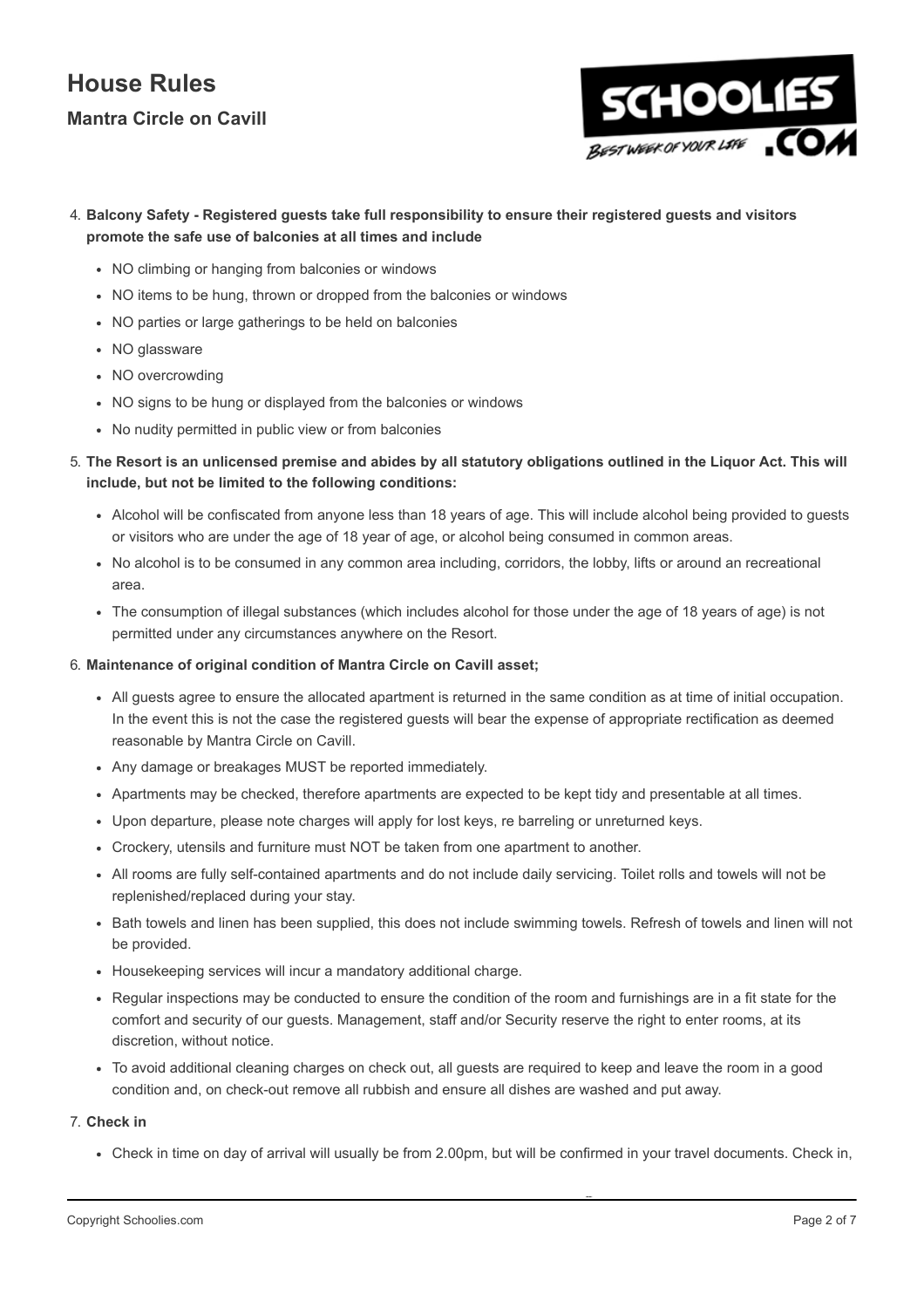4. **Balcony Safety - Registered guests take full responsibility to ensure their registered guests and visitors promote the safe use of balconies at all times and include**
   - NO climbing or hanging from balconies or windows
   - NO items to be hung, thrown or dropped from the balconies or windows
   - NO parties or large gatherings to be held on balconies
   - NO glassware
   - NO overcrowding
   - NO signs to be hung or displayed from the balconies or windows
   - No nudity permitted in public view or from balconies
5. **The Resort is an unlicensed premise and abides by all statutory obligations outlined in the Liquor Act. This will include, but not be limited to the following conditions:**
   - Alcohol will be confiscated from anyone less than 18 years of age. This will include alcohol being provided to guests or visitors who are under the age of 18 year of age, or alcohol being consumed in common areas.
   - No alcohol is to be consumed in any common area including, corridors, the lobby, lifts or around an recreational area.
   - The consumption of illegal substances (which includes alcohol for those under the age of 18 years of age) is not permitted under any circumstances anywhere on the Resort.
6. **Maintenance of original condition of Mantra Circle on Cavill asset;**
   - All guests agree to ensure the allocated apartment is returned in the same condition as at time of initial occupation. In the event this is not the case the registered guests will bear the expense of appropriate rectification as deemed reasonable by Mantra Circle on Cavill.
   - Any damage or breakages MUST be reported immediately.
   - Apartments may be checked, therefore apartments are expected to be kept tidy and presentable at all times.
   - Upon departure, please note charges will apply for lost keys, re barreling or unreturned keys.
   - Crockery, utensils and furniture must NOT be taken from one apartment to another.
   - All rooms are fully self-contained apartments and do not include daily servicing. Toilet rolls and towels will not be replenished/replaced during your stay.
   - Bath towels and linen has been supplied, this does not include swimming towels. Refresh of towels and linen will not be provided.
   - Housekeeping services will incur a mandatory additional charge.
   - Regular inspections may be conducted to ensure the condition of the room and furnishings are in a fit state for the comfort and security of our guests. Management, staff and/or Security reserve the right to enter rooms, at its discretion, without notice.
   - To avoid additional cleaning charges on check out, all guests are required to keep and leave the room in a good condition and, on check-out remove all rubbish and ensure all dishes are washed and put away.
7. **Check in**
   - Check in time on day of arrival will usually be from 2.00pm, but will be confirmed in your travel documents. Check in,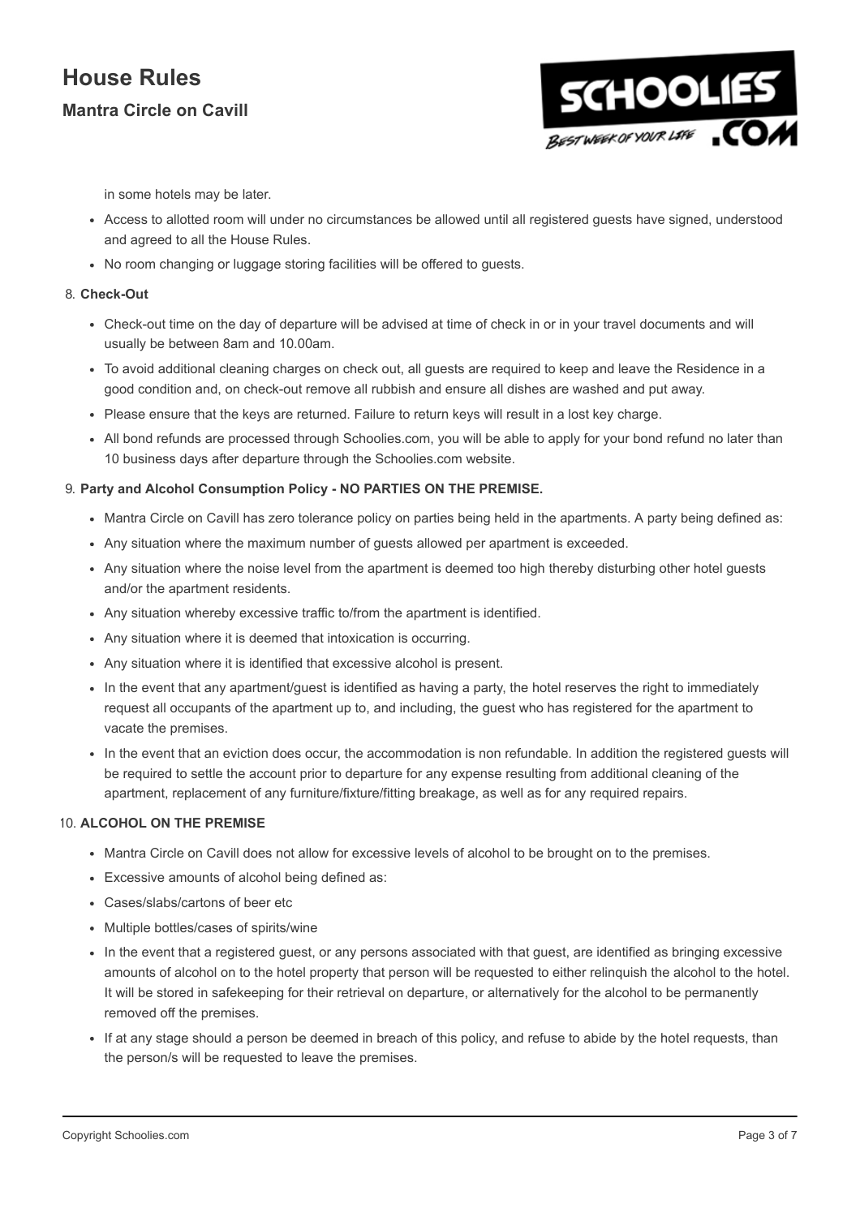in some hotels may be later.

- Access to allotted room will under no circumstances be allowed until all registered guests have signed, understood and agreed to all the House Rules.
- No room changing or luggage storing facilities will be offered to guests.

8. **Check-Out**

- Check-out time on the day of departure will be advised at time of check in or in your travel documents and will usually be between 8am and 10.00am.
- To avoid additional cleaning charges on check out, all guests are required to keep and leave the Residence in a good condition and, on check-out remove all rubbish and ensure all dishes are washed and put away.
- Please ensure that the keys are returned. Failure to return keys will result in a lost key charge.
- All bond refunds are processed through Schoolies.com, you will be able to apply for your bond refund no later than 10 business days after departure through the Schoolies.com website.

9. **Party and Alcohol Consumption Policy - NO PARTIES ON THE PREMISE.**

- Mantra Circle on Cavill has zero tolerance policy on parties being held in the apartments. A party being defined as:
- Any situation where the maximum number of guests allowed per apartment is exceeded.
- Any situation where the noise level from the apartment is deemed too high thereby disturbing other hotel guests and/or the apartment residents.
- Any situation whereby excessive traffic to/from the apartment is identified.
- Any situation where it is deemed that intoxication is occurring.
- Any situation where it is identified that excessive alcohol is present.
- In the event that any apartment/guest is identified as having a party, the hotel reserves the right to immediately request all occupants of the apartment up to, and including, the guest who has registered for the apartment to vacate the premises.
- In the event that an eviction does occur, the accommodation is non refundable. In addition the registered guests will be required to settle the account prior to departure for any expense resulting from additional cleaning of the apartment, replacement of any furniture/fixture/fitting breakage, as well as for any required repairs.

10. **ALCOHOL ON THE PREMISE**

- Mantra Circle on Cavill does not allow for excessive levels of alcohol to be brought on to the premises.
- Excessive amounts of alcohol being defined as:
- Cases/slabs/cartons of beer etc
- Multiple bottles/cases of spirits/wine
- In the event that a registered guest, or any persons associated with that guest, are identified as bringing excessive amounts of alcohol on to the hotel property that person will be requested to either relinquish the alcohol to the hotel. It will be stored in safekeeping for their retrieval on departure, or alternatively for the alcohol to be permanently removed off the premises.
- If at any stage should a person be deemed in breach of this policy, and refuse to abide by the hotel requests, than the person/s will be requested to leave the premises.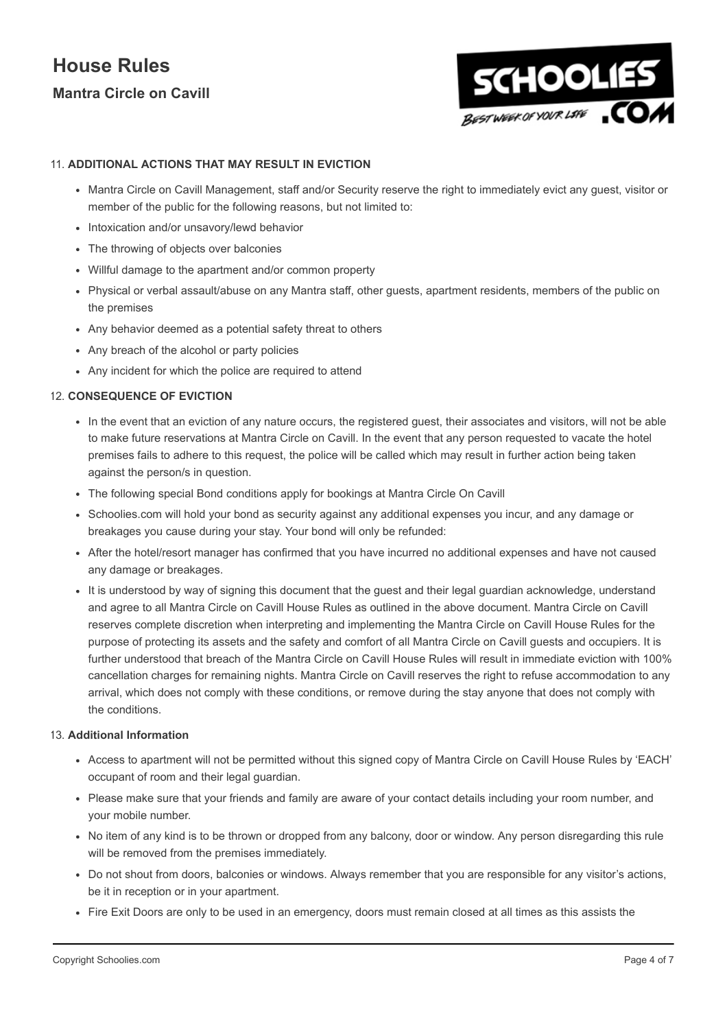11. **ADDITIONAL ACTIONS THAT MAY RESULT IN EVICTION**

- Mantra Circle on Cavill Management, staff and/or Security reserve the right to immediately evict any guest, visitor or member of the public for the following reasons, but not limited to:
- Intoxication and/or unsavory/lewd behavior
- The throwing of objects over balconies
- Willful damage to the apartment and/or common property
- Physical or verbal assault/abuse on any Mantra staff, other guests, apartment residents, members of the public on the premises
- Any behavior deemed as a potential safety threat to others
- Any breach of the alcohol or party policies
- Any incident for which the police are required to attend

12. **CONSEQUENCE OF EVICTION**

- In the event that an eviction of any nature occurs, the registered guest, their associates and visitors, will not be able to make future reservations at Mantra Circle on Cavill. In the event that any person requested to vacate the hotel premises fails to adhere to this request, the police will be called which may result in further action being taken against the person/s in question.
- The following special Bond conditions apply for bookings at Mantra Circle On Cavill
- Schoolies.com will hold your bond as security against any additional expenses you incur, and any damage or breakages you cause during your stay. Your bond will only be refunded:
- After the hotel/resort manager has confirmed that you have incurred no additional expenses and have not caused any damage or breakages.
- It is understood by way of signing this document that the guest and their legal guardian acknowledge, understand and agree to all Mantra Circle on Cavill House Rules as outlined in the above document. Mantra Circle on Cavill reserves complete discretion when interpreting and implementing the Mantra Circle on Cavill House Rules for the purpose of protecting its assets and the safety and comfort of all Mantra Circle on Cavill guests and occupiers. It is further understood that breach of the Mantra Circle on Cavill House Rules will result in immediate eviction with 100% cancellation charges for remaining nights. Mantra Circle on Cavill reserves the right to refuse accommodation to any arrival, which does not comply with these conditions, or remove during the stay anyone that does not comply with the conditions.

13. **Additional Information**

- Access to apartment will not be permitted without this signed copy of Mantra Circle on Cavill House Rules by 'EACH' occupant of room and their legal guardian.
- Please make sure that your friends and family are aware of your contact details including your room number, and your mobile number.
- No item of any kind is to be thrown or dropped from any balcony, door or window. Any person disregarding this rule will be removed from the premises immediately.
- Do not shout from doors, balconies or windows. Always remember that you are responsible for any visitor's actions, be it in reception or in your apartment.
- Fire Exit Doors are only to be used in an emergency, doors must remain closed at all times as this assists the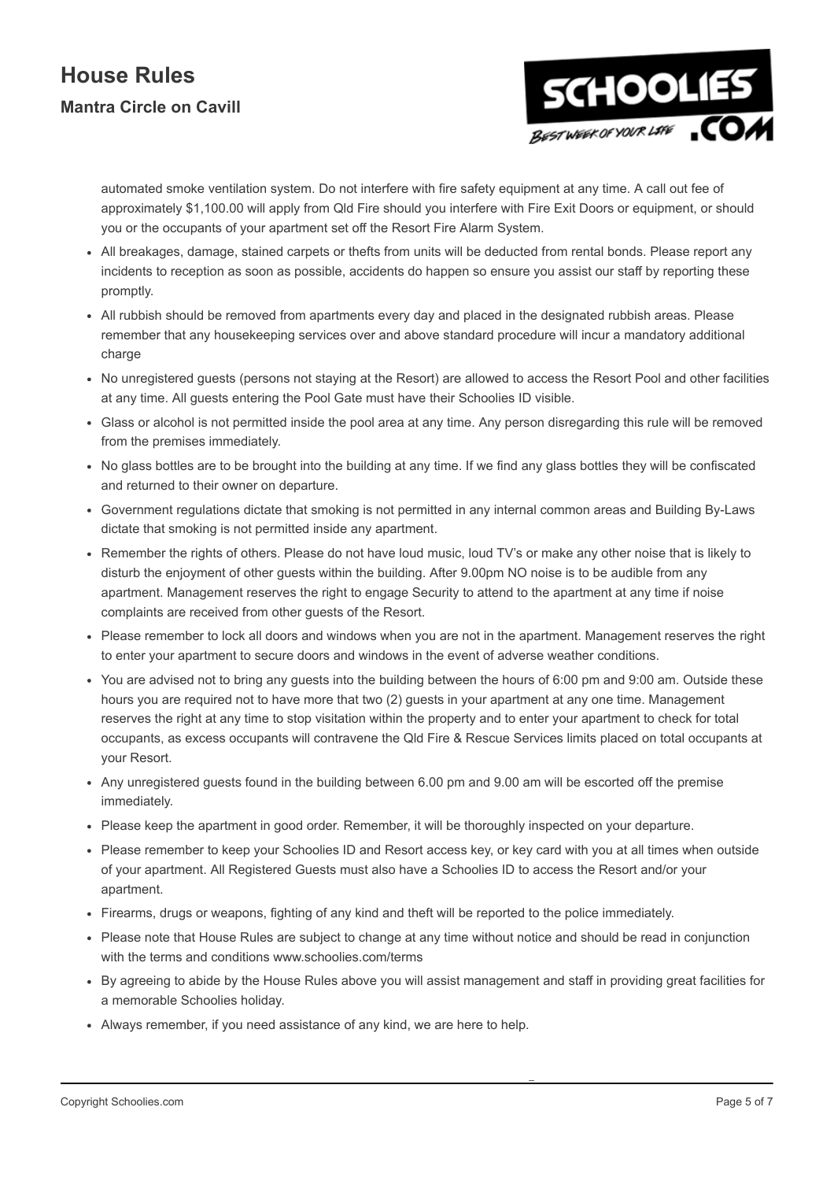automated smoke ventilation system. Do not interfere with fire safety equipment at any time. A call out fee of approximately $1,100.00 will apply from Qld Fire should you interfere with Fire Exit Doors or equipment, or should you or the occupants of your apartment set off the Resort Fire Alarm System.

- All breakages, damage, stained carpets or thefts from units will be deducted from rental bonds. Please report any incidents to reception as soon as possible, accidents do happen so ensure you assist our staff by reporting these promptly.
- All rubbish should be removed from apartments every day and placed in the designated rubbish areas. Please remember that any housekeeping services over and above standard procedure will incur a mandatory additional charge
- No unregistered guests (persons not staying at the Resort) are allowed to access the Resort Pool and other facilities at any time. All guests entering the Pool Gate must have their Schoolies ID visible.
- Glass or alcohol is not permitted inside the pool area at any time. Any person disregarding this rule will be removed from the premises immediately.
- No glass bottles are to be brought into the building at any time. If we find any glass bottles they will be confiscated and returned to their owner on departure.
- Government regulations dictate that smoking is not permitted in any internal common areas and Building By-Laws dictate that smoking is not permitted inside any apartment.
- Remember the rights of others. Please do not have loud music, loud TV's or make any other noise that is likely to disturb the enjoyment of other guests within the building. After 9.00pm NO noise is to be audible from any apartment. Management reserves the right to engage Security to attend to the apartment at any time if noise complaints are received from other guests of the Resort.
- Please remember to lock all doors and windows when you are not in the apartment. Management reserves the right to enter your apartment to secure doors and windows in the event of adverse weather conditions.
- You are advised not to bring any guests into the building between the hours of 6:00 pm and 9:00 am. Outside these hours you are required not to have more that two (2) guests in your apartment at any one time. Management reserves the right at any time to stop visitation within the property and to enter your apartment to check for total occupants, as excess occupants will contravene the Qld Fire & Rescue Services limits placed on total occupants at your Resort.
- Any unregistered guests found in the building between 6.00 pm and 9.00 am will be escorted off the premise immediately.
- Please keep the apartment in good order. Remember, it will be thoroughly inspected on your departure.
- Please remember to keep your Schoolies ID and Resort access key, or key card with you at all times when outside of your apartment. All Registered Guests must also have a Schoolies ID to access the Resort and/or your apartment.
- Firearms, drugs or weapons, fighting of any kind and theft will be reported to the police immediately.
- Please note that House Rules are subject to change at any time without notice and should be read in conjunction with the terms and conditions www.schoolies.com/terms
- By agreeing to abide by the House Rules above you will assist management and staff in providing great facilities for a memorable Schoolies holiday.
- Always remember, if you need assistance of any kind, we are here to help.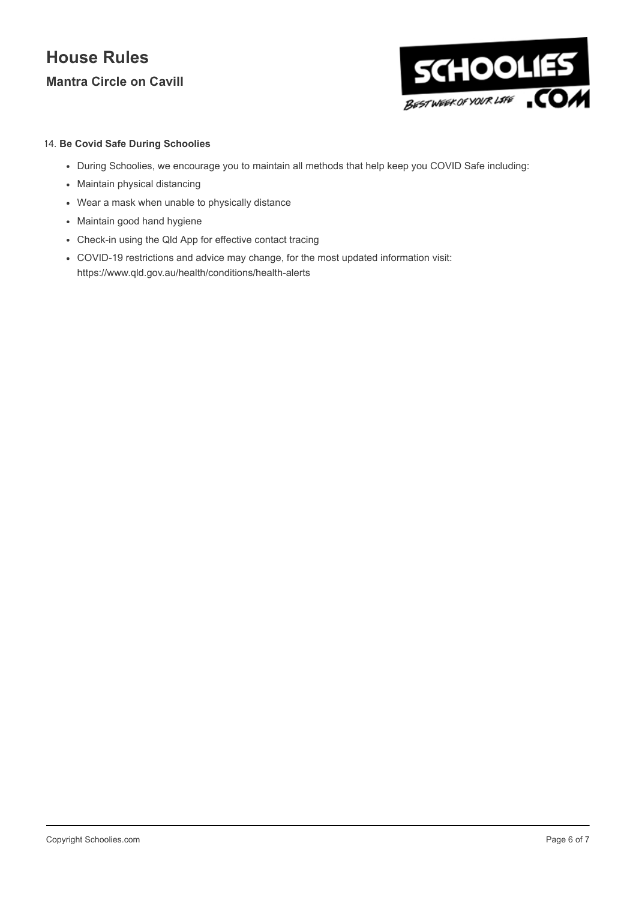14. **Be Covid Safe During Schoolies**

- During Schoolies, we encourage you to maintain all methods that help keep you COVID Safe including:
- Maintain physical distancing
- Wear a mask when unable to physically distance
- Maintain good hand hygiene
- Check-in using the Qld App for effective contact tracing
- COVID-19 restrictions and advice may change, for the most updated information visit: https://www.qld.gov.au/health/conditions/health-alerts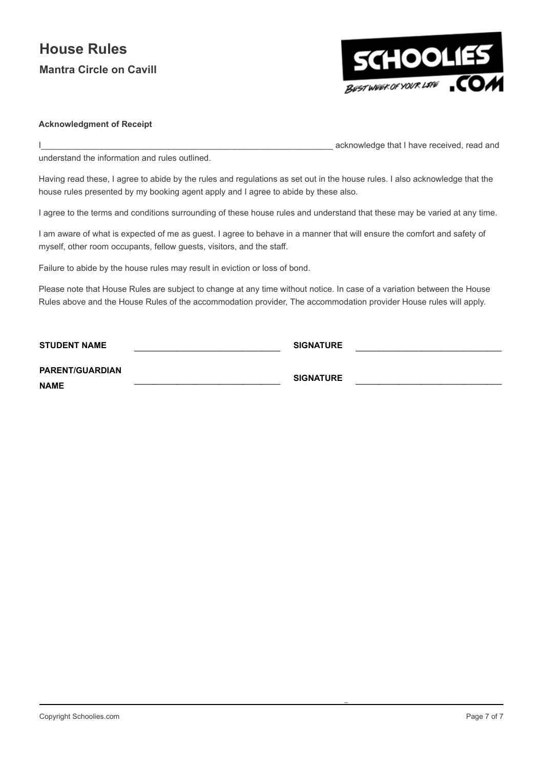# House Rules

## Mantra Circle on Cavill

**Acknowledgment of Receipt**

I_______________________________________________________________ acknowledge that I have received, read and understand the information and rules outlined.

Having read these, I agree to abide by the rules and regulations as set out in the house rules. I also acknowledge that the house rules presented by my booking agent apply and I agree to abide by these also.

I agree to the terms and conditions surrounding of these house rules and understand that these may be varied at any time.

I am aware of what is expected of me as guest. I agree to behave in a manner that will ensure the comfort and safety of myself, other room occupants, fellow guests, visitors, and the staff.

Failure to abide by the house rules may result in eviction or loss of bond.

Please note that House Rules are subject to change at any time without notice. In case of a variation between the House Rules above and the House Rules of the accommodation provider, The accommodation provider House rules will apply.

| | | | |
|---|---|---|---|
| **STUDENT NAME** | ______________________________ | **SIGNATURE** | ______________________________ |
| **PARENT/GUARDIAN NAME** | ______________________________ | **SIGNATURE** | ______________________________ |

Copyright Schoolies.com